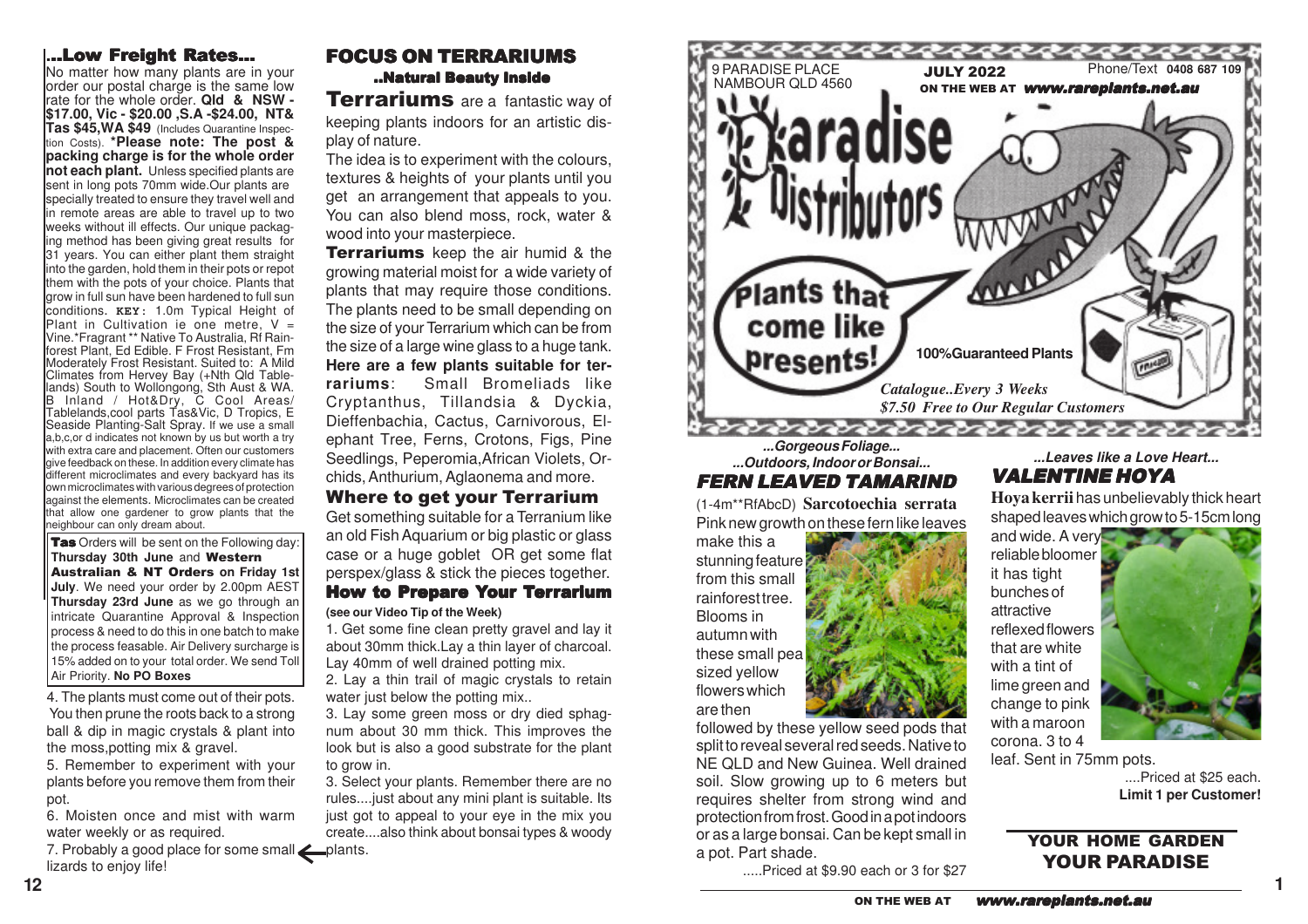## ...Low Freight Rates...

No matter how many plants are in your order our postal charge is the same low rate for the whole order. **Qld & NSW - $17.00, Vic - $20.00 ,S.A -$24.00, NT& Tas $45,WA $49** (Includes Quarantine Inspection Costs). ***Please note: The post & packing charge is for the whole order not each plant.** Unless specified plants are sent in long pots 70mm wide.Our plants are specially treated to ensure they travel well and in remote areas are able to travel up to two weeks without ill effects. Our unique packaging method has been giving great results for 31 years. You can either plant them straight into the garden, hold them in their pots or repot them with the pots of your choice. Plants that grow in full sun have been hardened to full sun conditions. **KEY:** 1.0m Typical Height of Plant in Cultivation ie one metre, V = Vine.*Fragrant ** Native To Australia, Rf Rainforest Plant, Ed Edible. F Frost Resistant, Fm Moderately Frost Resistant. Suited to: A Mild Climates from Hervey Bay (+Nth Qld Tablelands) South to Wollongong, Sth Aust & WA. B Inland / Hot&Dry, C Cool Areas/ Tablelands,cool parts Tas&Vic, D Tropics, E Seaside Planting-Salt Spray. If we use a small a,b,c,or d indicates not known by us but worth a try with extra care and placement. Often our customers give feedback on these. In addition every climate has different microclimates and every backyard has its own microclimates with various degrees of protection against the elements. Microclimates can be created that allow one gardener to grow plants that the neighbour can only dream about.

**Tas** Orders will be sent on the Following day: **Thursday 30th June** and **Western Australian & NT Orders on Friday 1st July**. We need your order by 2.00pm AEST **Thursday 23rd June** as we go through an intricate Quarantine Approval & Inspection process & need to do this in one batch to make the process feasable. Air Delivery surcharge is 15% added on to your total order. We send Toll Air Priority. **No PO Boxes**

4. The plants must come out of their pots. You then prune the roots back to a strong ball & dip in magic crystals & plant into the moss,potting mix & gravel.

5. Remember to experiment with your plants before you remove them from their pot.

6. Moisten once and mist with warm water weekly or as required.

7. Probably a good place for some small lizards to enjoy life!

## FOCUS ON TERRARIUMS

### ..Natural Beauty Inside

**Terrariums** are a fantastic way of keeping plants indoors for an artistic display of nature.

The idea is to experiment with the colours, textures & heights of your plants until you get an arrangement that appeals to you. You can also blend moss, rock, water & wood into your masterpiece.

**Terrariums** keep the air humid & the growing material moist for a wide variety of plants that may require those conditions. The plants need to be small depending on the size of your Terrarium which can be from the size of a large wine glass to a huge tank. **Here are a few plants suitable for terrariums**: Small Bromeliads like Cryptanthus, Tillandsia & Dyckia, Dieffenbachia, Cactus, Carnivorous, Elephant Tree, Ferns, Crotons, Figs, Pine Seedlings, Peperomia,African Violets, Orchids, Anthurium, Aglaonema and more.

### Where to get your Terrarium

Get something suitable for a Terranium like an old Fish Aquarium or big plastic or glass case or a huge goblet OR get some flat perspex/glass & stick the pieces together.

### How to Prepare Your Terrarium

**(see our Video Tip of the Week)**

1. Get some fine clean pretty gravel and lay it about 30mm thick.Lay a thin layer of charcoal. Lay 40mm of well drained potting mix.

2. Lay a thin trail of magic crystals to retain water just below the potting mix..

3. Lay some green moss or dry died sphagnum about 30 mm thick. This improves the look but is also a good substrate for the plant to grow in.

3. Select your plants. Remember there are no rules....just about any mini plant is suitable. Its just got to appeal to your eye in the mix you create....also think about bonsai types & woody plants.

---

9 PARADISE PLACE
NAMBOUR QLD 4560

**JULY 2022**

**ON THE WEB AT www.rareplants.net.au**

Phone/Text **0408 687 109**

# Paradise Distributors

**Plants that come like presents!**

**100%Guaranteed Plants**

*Catalogue..Every 3 Weeks*
*$7.50 Free to Our Regular Customers*

***...Gorgeous Foliage...***
***...Outdoors, Indoor or Bonsai...***

## FERN LEAVED TAMARIND

(1-4m**RfAbcD) **Sarcotoechia serrata** Pink new growth on these fern like leaves make this a stunning feature from this small rainforest tree. Blooms in autumn with these small pea sized yellow flowers which are then followed by these yellow seed pods that split to reveal several red seeds. Native to NE QLD and New Guinea. Well drained soil. Slow growing up to 6 meters but requires shelter from strong wind and protection from frost. Good in a pot indoors or as a large bonsai. Can be kept small in a pot. Part shade.

.....Priced at $9.90 each or 3 for $27

***...Leaves like a Love Heart...***

## VALENTINE HOYA

**Hoya kerrii** has unbelievably thick heart shaped leaves which grow to 5-15cm long and wide. A very reliable bloomer it has tight bunches of attractive reflexed flowers that are white with a tint of lime green and change to pink with a maroon corona. 3 to 4 leaf. Sent in 75mm pots.

....Priced at $25 each.
**Limit 1 per Customer!**

**YOUR HOME GARDEN**
**YOUR PARADISE**

**ON THE WEB AT www.rareplants.net.au**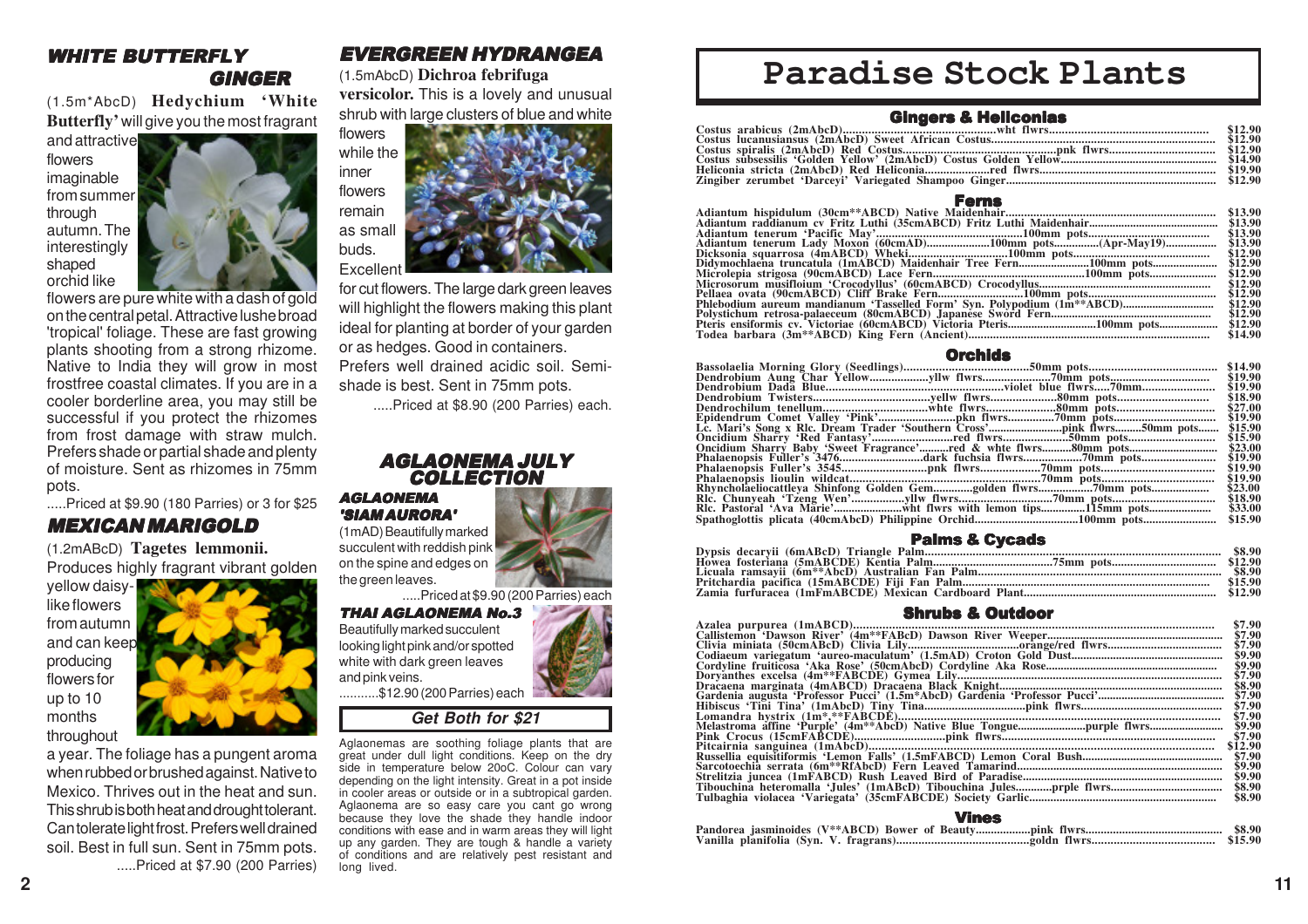## WHITE BUTTERFLY GINGER

(1.5m*AbcD) **Hedychium 'White Butterfly'** will give you the most fragrant and attractive flowers imaginable from summer through autumn. The interestingly shaped orchid like flowers are pure white with a dash of gold on the central petal. Attractive lushe broad 'tropical' foliage. These are fast growing plants shooting from a strong rhizome. Native to India they will grow in most frostfree coastal climates. If you are in a cooler borderline area, you may still be successful if you protect the rhizomes from frost damage with straw mulch. Prefers shade or partial shade and plenty of moisture. Sent as rhizomes in 75mm pots.

.....Priced at $9.90 (180 Parries) or 3 for $25

## MEXICAN MARIGOLD

(1.2mABcD) **Tagetes lemmonii.** Produces highly fragrant vibrant golden yellow daisy-like flowers from autumn and can keep producing flowers for up to 10 months throughout a year. The foliage has a pungent aroma when rubbed or brushed against. Native to Mexico. Thrives out in the heat and sun. This shrub is both heat and drought tolerant. Can tolerate light frost. Prefers well drained soil. Best in full sun. Sent in 75mm pots.

.....Priced at $7.90 (200 Parries)

## EVERGREEN HYDRANGEA

(1.5mAbcD) **Dichroa febrifuga versicolor.** This is a lovely and unusual shrub with large clusters of blue and white flowers while the inner flowers remain as small buds. Excellent for cut flowers. The large dark green leaves will highlight the flowers making this plant ideal for planting at border of your garden or as hedges. Good in containers. Prefers well drained acidic soil. Semi-shade is best. Sent in 75mm pots.

.....Priced at $8.90 (200 Parries) each.

## AGLAONEMA JULY COLLECTION

### AGLAONEMA 'SIAM AURORA'

(1mAD) Beautifully marked succulent with reddish pink on the spine and edges on the green leaves.

.....Priced at $9.90 (200 Parries) each

### THAI AGLAONEMA No.3

Beautifully marked succulent looking light pink and/or spotted white with dark green leaves and pink veins.

...........$12.90 (200 Parries) each

**Get Both for $21**

Aglaonemas are soothing foliage plants that are great under dull light conditions. Keep on the dry side in temperature below 20oC. Colour can vary depending on the light intensity. Great in a pot inside in cooler areas or outside or in a subtropical garden. Aglaonema are so easy care you cant go wrong because they love the shade they handle indoor conditions with ease and in warm areas they will light up any garden. They are tough & handle a variety of conditions and are relatively pest resistant and long lived.

# Paradise Stock Plants

## Gingers & Heliconias

| Plant | Price |
|---|---|
| Costus arabicus (2mAbcD)........wht flwrs | $12.90 |
| Costus lucanusiansus (2mAbcD) Sweet African Costus | $12.90 |
| Costus spiralis (2mAbcD) Red Costus........pnk flwrs | $12.90 |
| Costus subsessilis 'Golden Yellow' (2mAbcD) Costus Golden Yellow | $14.90 |
| Heliconia stricta (2mAbcD) Red Heliconia........red flwrs | $19.90 |
| Zingiber zerumbet 'Darceyi' Variegated Shampoo Ginger | $12.90 |

## Ferns

| Plant | Price |
|---|---|
| Adiantum hispidulum (30cm**ABCD) Native Maidenhair | $13.90 |
| Adiantum raddianum cv Fritz Luthi (35cmABCD) Fritz Luthi Maidenhair | $13.90 |
| Adiantum tenerum 'Pacific May'........100mm pots | $13.90 |
| Adiantum tenerum Lady Moxon (60cmAD)........100mm pots........(Apr-May19) | $13.90 |
| Dicksonia squarrosa (4mABCD) Wheki........100mm pots | $12.90 |
| Didymochlaena truncatula (1mABCD) Maidenhair Tree Fern........100mm pots | $12.90 |
| Microlepia strigosa (90cmABCD) Lace Fern........100mm pots | $12.90 |
| Microsorum musifloium 'Crocodyllus' (60cmABCD) Crocodyllus | $12.90 |
| Pellaea ovata (90cmABCD) Cliff Brake Fern........100mm pots | $12.90 |
| Phlebodium aureum mandianum 'Tasselled Form' Syn. Polypodium (1m**ABCD) | $12.90 |
| Polystichum retrosa-palaeceum (80cmABCD) Japanese Sword Fern | $12.90 |
| Pteris ensiformis cv. Victoriae (60cmABCD) Victoria Pteris........100mm pots | $12.90 |
| Todea barbara (3m**ABCD) King Fern (Ancient) | $14.90 |

## Orchids

| Plant | Price |
|---|---|
| Bassolaelia Morning Glory (Seedlings)........50mm pots | $14.90 |
| Dendrobium Aung Char Yellow........yllw flwrs........70mm pots | $19.90 |
| Dendrobium Dada Blue........violet blue flwrs.....70mm | $19.90 |
| Dendrobium Twisters........yellw flwrs........80mm pots | $18.90 |
| Dendrochilum tenellum........whte flwrs........80mm pots | $27.00 |
| Epidendrum Comet Valley 'Pink'........pkn flwrs........70mm pots | $19.90 |
| Lc. Mari's Song x Rlc. Dream Trader 'Southern Cross'........pink flwrs.....50mm pots | $15.90 |
| Oncidium Sharry 'Red Fantasy'........red flwrs........50mm pots | $15.90 |
| Oncidium Sharry Baby 'Sweet Fragrance'........red & whte flwrs........80mm pots | $23.00 |
| Phalaenopsis Fuller's 3476........dark fuchsia flwrs........70mm pots | $19.90 |
| Phalaenopsis Fuller's 3545........pnk flwrs........70mm pots | $19.90 |
| Phalaenopsis Lioulin wildcat........70mm pots | $19.90 |
| Rhyncholaeliocattleya Shinfong Golden Gem........golden flwrs........70mm pots | $23.00 |
| Rlc. Chunyeah 'Tzeng Wen'........yllw flwrs........70mm pots | $18.90 |
| Rlc. Pastoral 'Ava Marie'........wht flwrs with lemon tips........115mm pots | $33.00 |
| Spathoglottis plicata (40cmAbcD) Philippine Orchid........100mm pots | $15.90 |

## Palms & Cycads

| Plant | Price |
|---|---|
| Dypsis decaryii (6mABcD) Triangle Palm | $8.90 |
| Howea fosteriana (5mABCDE) Kentia Palm........75mm pots | $12.90 |
| Licuala ramsayii (6m**ABcD) Australian Fan Palm | $8.90 |
| Pritchardia pacifica (15mABCDE) Fiji Fan Palm | $15.90 |
| Zamia furfuracea (1mFmABCDE) Mexican Cardboard Plant | $12.90 |

## Shrubs & Outdoor

| Plant | Price |
|---|---|
| Azalea purpurea (1mABCD) | $7.90 |
| Callistemon 'Dawson River' (4m**FABcD) Dawson River Weeper | $7.90 |
| Clivia miniata (50cmABcD) Clivia Lily........orange/red flwrs | $7.90 |
| Codiaeum variegatum 'aureo-maculatum' (1.5mAD) Croton Gold Dust | $9.90 |
| Cordyline fruiticosa 'Aka Rose' (50cmAbcD) Cordyline Aka Rose | $9.90 |
| Doryanthes excelsa (4m**FABCDE) Gymea Lily | $7.90 |
| Dracaena marginata (4mABCD) Dracaena Black Knight | $8.90 |
| Gardenia augusta 'Professor Pucci' (1.5m*AbcD) Gardenia 'Professor Pucci' | $7.90 |
| Hibiscus 'Tini Tina' (1mAbcD) Tiny Tina........pink flwrs | $7.90 |
| Lomandra hystrix (1m*,**FABCDE) | $7.90 |
| Melastroma affine 'Purple' (4m**AbcD) Native Blue Tongue........purple flwrs | $9.90 |
| Pink Crocus (15cmFABCDE)........pink flwrs | $7.90 |
| Pitcairnia sanguinea (1mAbcD) | $12.90 |
| Russelia equisitiformis 'Lemon Falls' (1.5mFABCD) Lemon Coral Bush | $7.90 |
| Sarcotoechia serrata (6m**RfAbcD) Fern Leaved Tamarind | $9.90 |
| Strelitzia juncea (1mFABCD) Rush Leaved Bird of Paradise | $9.90 |
| Tibouchina heteromalla 'Jules' (1mAbcD) Tibouchina Jules........prple flwrs | $8.90 |
| Tulbaghia violacea 'Variegata' (35cmFABCDE) Society Garlic | $8.90 |

## Vines

| Plant | Price |
|---|---|
| Pandorea jasminoides (V**ABCD) Bower of Beauty........pink flwrs | $8.90 |
| Vanilla planifolia (Syn. V. fragrans)........goldn flwrs | $15.90 |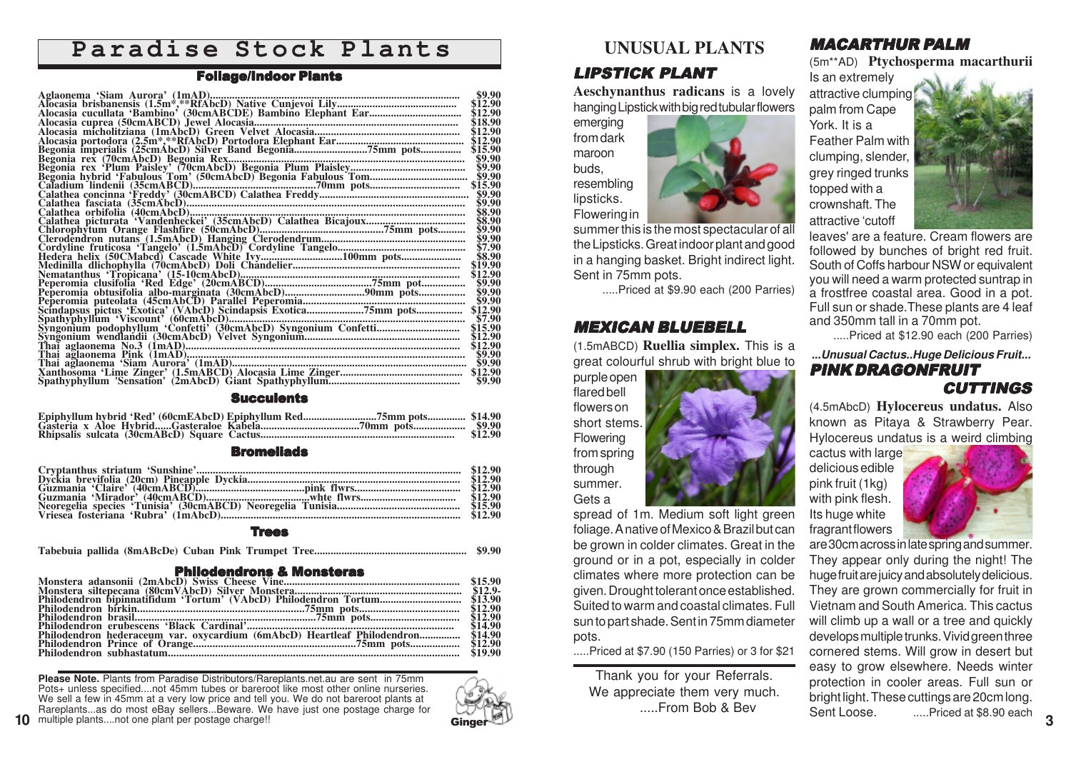# Paradise Stock Plants

## Foliage/Indoor Plants

| Plant | Price |
| --- | --- |
| Aglaonema 'Siam Aurora' (1mAD) | $9.90 |
| Alocasia brisbanensis (1.5m*,**RfAbcD) Native Cunjevoi Lily | $12.90 |
| Alocasia cucullata 'Bambino' (30cmABCDE) Bambino Elephant Ear | $12.90 |
| Alocasia cuprea (50cmABCD) Jewel Alocasia | $18.90 |
| Alocasia micholitziana (1mAbcD) Green Velvet Alocasia | $12.90 |
| Alocasia portodora (2.5m*,**RfAbcD) Portodora Elephant Ear | $12.90 |
| Begonia imperialis (25cmAbcD) Silver Band Begonia ..... 75mm pots | $15.90 |
| Begonia rex (70cmAbcD) Begonia Rex | $9.90 |
| Begonia rex 'Plum Paisley' (70cmAbcD) Begonia Plum Plaisley | $9.90 |
| Begonia hybrid 'Fabulous Tom' (50cmAbcD) Begonia Fabulous Tom | $9.90 |
| Caladium lindenii (35cmABCD) ..... 70mm pots | $15.90 |
| Calathea concinna 'Freddy' (30cmABCD) Calathea Freddy | $9.90 |
| Calathea fasciata (35cmAbcD) | $9.90 |
| Calathea orbifolia (40cmAbcD) | $8.90 |
| Calathea picturata 'Vandenheckei' (35cmAbcD) Calathea Bicajoux | $8.90 |
| Chlorophytum Orange Flashfire (50cmAbcD) ..... 75mm pots | $9.90 |
| Clerodendron nutans (1.5mAbcD) Hanging Clerodendrum | $9.90 |
| Cordyline fruticosa 'Tangelo' (1.5mAbcD) Cordyline Tangelo | $7.90 |
| Hedera helix (50CMabcd) Cascade White Ivy ..... 100mm pots | $8.90 |
| Medinilla dlichophylla (70cmAbcD) Doli Chandelier | $19.90 |
| Nematanthus 'Tropicana' (15-10cmAbcD) | $12.90 |
| Peperomia clusifolia 'Red Edge' (20cmABCD) ..... 75mm pot | $9.90 |
| Peperomia obtusifolia albo-marginata (30cmAbcD) ..... 90mm pots | $9.90 |
| Peperomia puteolata (45cmAbCD) Parallel Peperomia | $9.90 |
| Scindapsus pictus 'Exotica' (VAbcD) Scindapsis Exotica ..... 75mm pots | $12.90 |
| Spathyphyllum 'Viscount' (60cmAbcD) | $7.90 |
| Syngonium podophyllum 'Confetti' (30cmAbcD) Syngonium Confetti | $15.90 |
| Syngonium wendlandii (30cmAbcD) Velvet Syngonium | $12.90 |
| Thai aglaonema No.3 (1mAD) | $12.90 |
| Thai aglaonema Pink (1mAD) | $9.90 |
| Thai aglaonema 'Siam Aurora' (1mAD) | $9.90 |
| Xanthosoma 'Lime Zinger' (1.5mABCD) Alocasia Lime Zinger | $12.90 |
| Spathyphyllum 'Sensation' (2mAbcD) Giant Spathyphyllum | $9.90 |

## Succulents

| Plant | Price |
| --- | --- |
| Epiphyllum hybrid 'Red' (60cmEAbcD) Epiphyllum Red ..... 75mm pots | $14.90 |
| Gasteria x Aloe Hybrid......Gasteraloe Kabela ..... 70mm pots | $9.90 |
| Rhipsalis sulcata (30cmABcD) Square Cactus | $12.90 |

## Bromeliads

| Plant | Price |
| --- | --- |
| Cryptanthus striatum 'Sunshine' | $12.90 |
| Dyckia brevifolia (20cm) Pineapple Dyckia | $12.90 |
| Guzmania 'Claire' (40cmABCD) ..... pink flwrs | $12.90 |
| Guzmania 'Mirador' (40cmABCD) ..... whte flwrs | $12.90 |
| Neoregelia species 'Tunisia' (30cmABCD) Neoregelia Tunisia | $15.90 |
| Vriesea fosteriana 'Rubra' (1mAbcD) | $12.90 |

## Trees

| Plant | Price |
| --- | --- |
| Tabebuia pallida (8mABcDe) Cuban Pink Trumpet Tree | $9.90 |

## Philodendrons & Monsteras

| Plant | Price |
| --- | --- |
| Monstera adansonii (2mAbcD) Swiss Cheese Vine | $15.90 |
| Monstera siltepecana (80cmVAbcD) Silver Monstera | $12.9- |
| Philodendron bipinnatifidum 'Tortum' (VAbcD) Philodendron Tortum | $13.90 |
| Philodendron birkin ..... 75mm pots | $12.90 |
| Philodendron brasil ..... 75mm pots | $12.90 |
| Philodendron erubescens 'Black Cardinal' | $14.90 |
| Philodendron hederaceum var. oxycardium (6mAbcD) Heartleaf Philodendron | $14.90 |
| Philodendron Prince of Orange ..... 75mm pots | $12.90 |
| Philodendron subhastatum | $19.90 |

**Please Note.** Plants from Paradise Distributors/Rareplants.net.au are sent in 75mm Pots+ unless specified....not 45mm tubes or bareroot like most other online nurseries. We sell a few in 45mm at a very low price and tell you. We do not bareroot plants at Rareplants...as do most eBay sellers...Beware. We have just one postage charge for multiple plants....not one plant per postage charge!!

Ginger

# UNUSUAL PLANTS

## LIPSTICK PLANT

**Aeschynanthus radicans** is a lovely hanging Lipstick with big red tubular flowers emerging from dark maroon buds, resembling lipsticks. Flowering in summer this is the most spectacular of all the Lipsticks. Great indoor plant and good in a hanging basket. Bright indirect light. Sent in 75mm pots.

.....Priced at $9.90 each (200 Parries)

## MEXICAN BLUEBELL

(1.5mABCD) **Ruellia simplex.** This is a great colourful shrub with bright blue to purple open flared bell flowers on short stems. Flowering from spring through summer. Gets a spread of 1m. Medium soft light green foliage. A native of Mexico & Brazil but can be grown in colder climates. Great in the ground or in a pot, especially in colder climates where more protection can be given. Drought tolerant once established. Suited to warm and coastal climates. Full sun to part shade. Sent in 75mm diameter pots.

.....Priced at $7.90 (150 Parries) or 3 for $21

Thank you for your Referrals.
We appreciate them very much.
.....From Bob & Bev

## MACARTHUR PALM

(5m**AD) **Ptychosperma macarthurii** Is an extremely attractive clumping palm from Cape York. It is a Feather Palm with clumping, slender, grey ringed trunks topped with a crownshaft. The attractive 'cutoff leaves' are a feature. Cream flowers are followed by bunches of bright red fruit. South of Coffs harbour NSW or equivalent you will need a warm protected suntrap in a frostfree coastal area. Good in a pot. Full sun or shade. These plants are 4 leaf and 350mm tall in a 70mm pot.

.....Priced at $12.90 each (200 Parries)

*...Unusual Cactus..Huge Delicious Fruit...*

## PINK DRAGONFRUIT CUTTINGS

(4.5mAbcD) **Hylocereus undatus.** Also known as Pitaya & Strawberry Pear. Hylocereus undatus is a weird climbing cactus with large delicious edible pink fruit (1kg) with pink flesh. Its huge white fragrant flowers are 30cm across in late spring and summer. They appear only during the night! The huge fruit are juicy and absolutely delicious. They are grown commercially for fruit in Vietnam and South America. This cactus will climb up a wall or a tree and quickly develops multiple trunks. Vivid green three cornered stems. Will grow in desert but easy to grow elsewhere. Needs winter protection in cooler areas. Full sun or bright light. These cuttings are 20cm long. Sent Loose. .....Priced at $8.90 each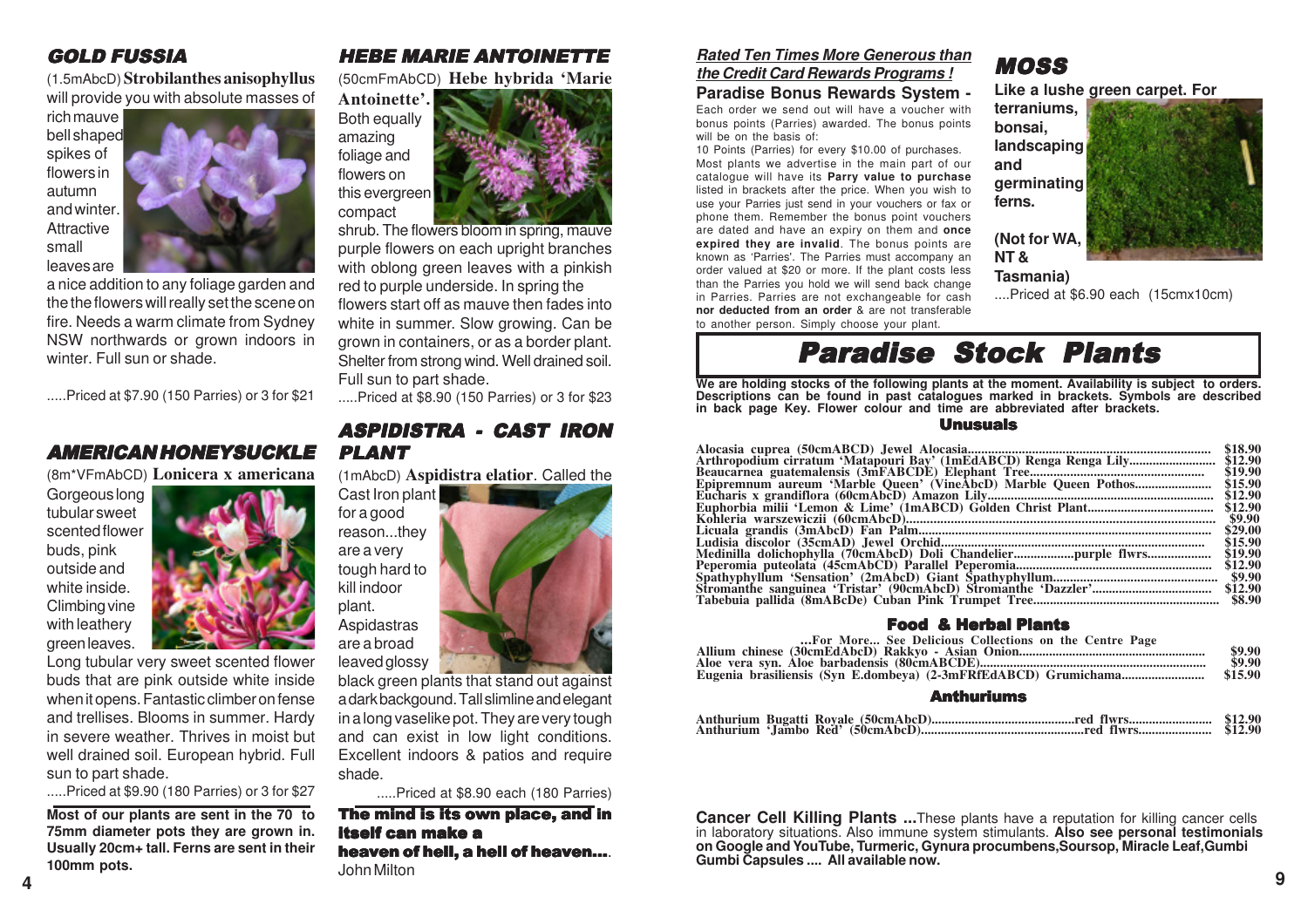## GOLD FUSSIA

(1.5mAbcD) **Strobilanthes anisophyllus** will provide you with absolute masses of rich mauve bell shaped spikes of flowers in autumn and winter. Attractive small leaves are a nice addition to any foliage garden and the the flowers will really set the scene on fire. Needs a warm climate from Sydney NSW northwards or grown indoors in winter. Full sun or shade.

.....Priced at $7.90 (150 Parries) or 3 for $21

## AMERICAN HONEYSUCKLE

(8m*VFmAbCD) **Lonicera x americana** Gorgeous long tubular sweet scented flower buds, pink outside and white inside. Climbing vine with leathery green leaves. Long tubular very sweet scented flower buds that are pink outside white inside when it opens. Fantastic climber on fense and trellises. Blooms in summer. Hardy in severe weather. Thrives in moist but well drained soil. European hybrid. Full sun to part shade.

.....Priced at $9.90 (180 Parries) or 3 for $27

**Most of our plants are sent in the 70 to 75mm diameter pots they are grown in. Usually 20cm+ tall. Ferns are sent in their 100mm pots.**

## HEBE MARIE ANTOINETTE

(50cmFmAbCD) **Hebe hybrida 'Marie Antoinette'.** Both equally amazing foliage and flowers on this evergreen compact shrub. The flowers bloom in spring, mauve purple flowers on each upright branches with oblong green leaves with a pinkish red to purple underside. In spring the flowers start off as mauve then fades into white in summer. Slow growing. Can be grown in containers, or as a border plant. Shelter from strong wind. Well drained soil. Full sun to part shade.

.....Priced at $8.90 (150 Parries) or 3 for $23

## ASPIDISTRA - CAST IRON PLANT

(1mAbcD) **Aspidistra elatior**. Called the Cast Iron plant for a good reason...they are a very tough hard to kill indoor plant. Aspidastras are a broad leaved glossy black green plants that stand out against a dark backgound. Tall slimline and elegant in a long vaselike pot. They are very tough and can exist in low light conditions. Excellent indoors & patios and require shade.

.....Priced at $8.90 each (180 Parries)

**The mind is its own place, and in itself can make a heaven of hell, a hell of heaven...**. John Milton

***Rated Ten Times More Generous than the Credit Card Rewards Programs !***

**Paradise Bonus Rewards System -**
Each order we send out will have a voucher with bonus points (Parries) awarded. The bonus points will be on the basis of:
10 Points (Parries) for every $10.00 of purchases.
Most plants we advertise in the main part of our catalogue will have its **Parry value to purchase** listed in brackets after the price. When you wish to use your Parries just send in your vouchers or fax or phone them. Remember the bonus point vouchers are dated and have an expiry on them and **once expired they are invalid**. The bonus points are known as 'Parries'. The Parries must accompany an order valued at $20 or more. If the plant costs less than the Parries you hold we will send back change in Parries. Parries are not exchangeable for cash **nor deducted from an order** & are not transferable to another person. Simply choose your plant.

## MOSS

**Like a lushe green carpet. For terraniums, bonsai, landscaping and germinating ferns.**

**(Not for WA, NT & Tasmania)**

....Priced at $6.90 each (15cmx10cm)

# Paradise Stock Plants

**We are holding stocks of the following plants at the moment. Availability is subject to orders. Descriptions can be found in past catalogues marked in brackets. Symbols are described in back page Key. Flower colour and time are abbreviated after brackets.**

### Unusuals

| Plant | Price |
|---|---|
| Alocasia cuprea (50cmABCD) Jewel Alocasia | $18.90 |
| Arthropodium cirratum 'Matapouri Bay' (1mEdABCD) Renga Renga Lily | $12.90 |
| Beaucarnea guatemalensis (3mFABCDE) Elephant Tree | $19.90 |
| Epipremnum aureum 'Marble Queen' (VineAbcD) Marble Queen Pothos | $15.90 |
| Eucharis x grandiflora (60cmABCD) Amazon Lily | $12.90 |
| Euphorbia milii 'Lemon & Lime' (1mABCD) Golden Christ Plant | $12.90 |
| Kohleria warszewiczii (60cmAbcD) | $9.90 |
| Licuala grandis (3mAbcD) Fan Palm | $29.00 |
| Ludisia discolor (35cmAD) Jewel Orchid | $15.90 |
| Medinilla dolichophylla (70cmAbcD) Doli Chandelier.....purple flwrs | $19.90 |
| Peperomia puteolata (45cmAbCD) Parallel Peperomia | $12.90 |
| Spathyphyllum 'Sensation' (2mAbcD) Giant Spathyphyllum | $9.90 |
| Stromanthe sanguinea 'Tristar' (90cmAbcD) Stromanthe 'Dazzler' | $12.90 |
| Tabebuia pallida (8mABcDe) Cuban Pink Trumpet Tree | $8.90 |

### Food & Herbal Plants

**...For More... See Delicious Collections on the Centre Page**

| Plant | Price |
|---|---|
| Allium chinese (30cmEdAbcD) Rakkyo - Asian Onion | $9.90 |
| Aloe vera syn. Aloe barbadensis (80cmABCDE) | $9.90 |
| Eugenia brasiliensis (Syn E.dombeya) (2-3mFRfEdABCD) Grumichama | $15.90 |

### Anthuriums

| Plant | Price |
|---|---|
| Anthurium Bugatti Royale (50cmAbcD).....red flwrs | $12.90 |
| Anthurium 'Jambo Red' (50cmAbcD).....red flwrs | $12.90 |

**Cancer Cell Killing Plants ...**These plants have a reputation for killing cancer cells in laboratory situations. Also immune system stimulants. **Also see personal testimonials on Google and YouTube, Turmeric, Gynura procumbens, Soursop, Miracle Leaf, Gumbi Gumbi Capsules .... All available now.**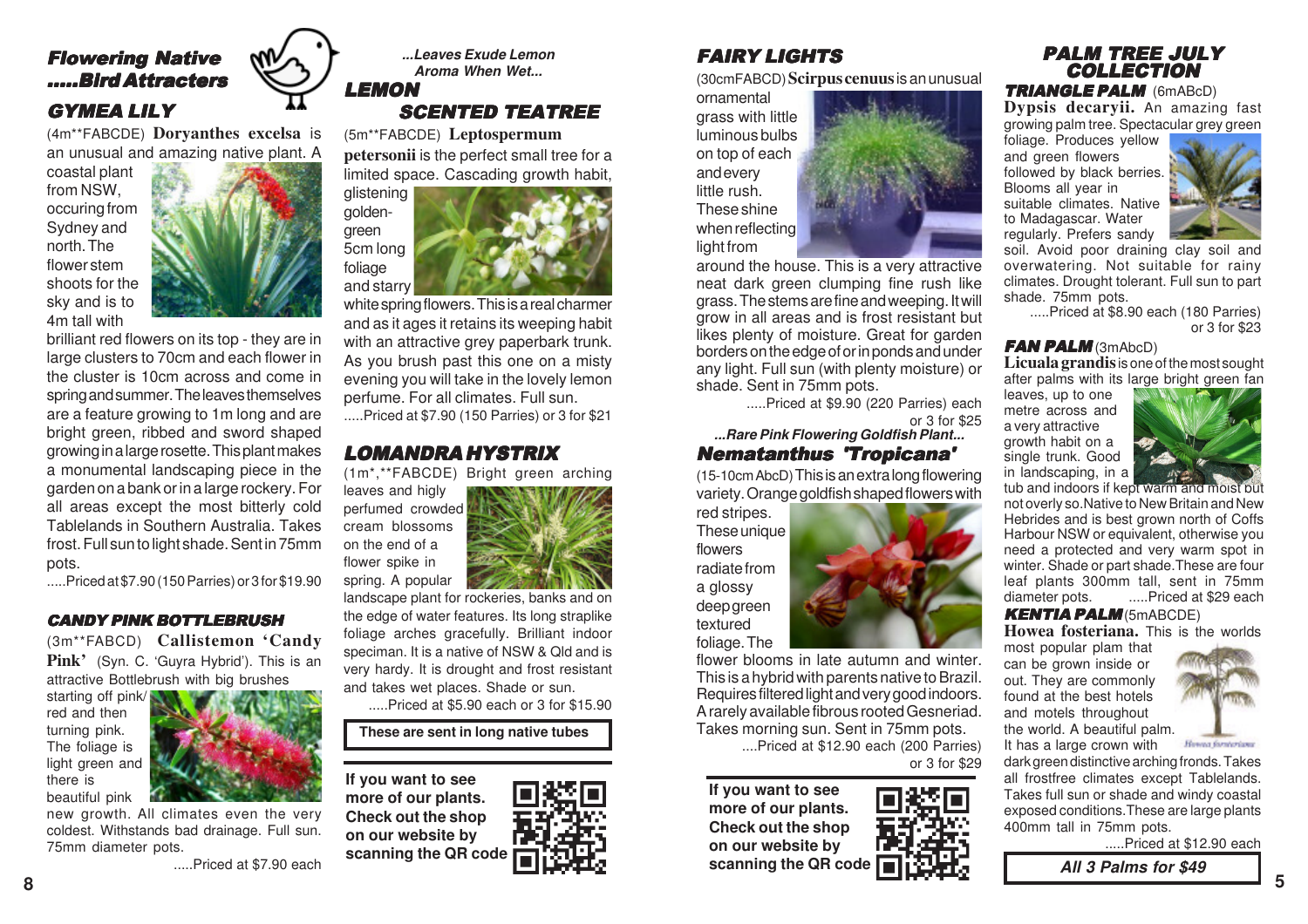## *Flowering Native .....Bird Attracters*

### *GYMEA LILY*

(4m**FABCDE) **Doryanthes excelsa** is an unusual and amazing native plant. A coastal plant from NSW, occuring from Sydney and north. The flower stem shoots for the sky and is to 4m tall with brilliant red flowers on its top - they are in large clusters to 70cm and each flower in the cluster is 10cm across and come in spring and summer. The leaves themselves are a feature growing to 1m long and are bright green, ribbed and sword shaped growing in a large rosette. This plant makes a monumental landscaping piece in the garden on a bank or in a large rockery. For all areas except the most bitterly cold Tablelands in Southern Australia. Takes frost. Full sun to light shade. Sent in 75mm pots.

.....Priced at $7.90 (150 Parries) or 3 for $19.90

### *CANDY PINK BOTTLEBRUSH*

(3m**FABCD) **Callistemon 'Candy Pink'** (Syn. C. 'Guyra Hybrid'). This is an attractive Bottlebrush with big brushes starting off pink/ red and then turning pink. The foliage is light green and there is beautiful pink new growth. All climates even the very coldest. Withstands bad drainage. Full sun. 75mm diameter pots.

.....Priced at $7.90 each

*...Leaves Exude Lemon Aroma When Wet...*

### *LEMON SCENTED TEATREE*

(5m**FABCDE) **Leptospermum petersonii** is the perfect small tree for a limited space. Cascading growth habit, glistening golden-green 5cm long foliage and starry white spring flowers. This is a real charmer and as it ages it retains its weeping habit with an attractive grey paperbark trunk. As you brush past this one on a misty evening you will take in the lovely lemon perfume. For all climates. Full sun.

.....Priced at $7.90 (150 Parries) or 3 for $21

### *LOMANDRA HYSTRIX*

(1m*,**FABCDE) Bright green arching leaves and higly perfumed crowded cream blossoms on the end of a flower spike in spring. A popular landscape plant for rockeries, banks and on the edge of water features. Its long straplike foliage arches gracefully. Brilliant indoor speciman. It is a native of NSW & Qld and is very hardy. It is drought and frost resistant and takes wet places. Shade or sun.

.....Priced at $5.90 each or 3 for $15.90

**These are sent in long native tubes**

**If you want to see more of our plants. Check out the shop on our website by scanning the QR code**

### *FAIRY LIGHTS*

(30cmFABCD) **Scirpus cenuus** is an unusual ornamental grass with little luminous bulbs on top of each and every little rush. These shine when reflecting light from around the house. This is a very attractive neat dark green clumping fine rush like grass. The stems are fine and weeping. It will grow in all areas and is frost resistant but likes plenty of moisture. Great for garden borders on the edge of or in ponds and under any light. Full sun (with plenty moisture) or shade. Sent in 75mm pots.

.....Priced at $9.90 (220 Parries) each or 3 for $25

*...Rare Pink Flowering Goldfish Plant...*

### *Nematanthus 'Tropicana'*

(15-10cm AbcD) This is an extra long flowering variety. Orange goldfish shaped flowers with red stripes. These unique flowers radiate from a glossy deep green textured foliage. The flower blooms in late autumn and winter. This is a hybrid with parents native to Brazil. Requires filtered light and very good indoors. A rarely available fibrous rooted Gesneriad. Takes morning sun. Sent in 75mm pots.

....Priced at $12.90 each (200 Parries) or 3 for $29

**If you want to see more of our plants. Check out the shop on our website by scanning the QR code**

## *PALM TREE JULY COLLECTION*

### *TRIANGLE PALM* (6mABcD)

**Dypsis decaryii.** An amazing fast growing palm tree. Spectacular grey green foliage. Produces yellow and green flowers followed by black berries. Blooms all year in suitable climates. Native to Madagascar. Water regularly. Prefers sandy soil. Avoid poor draining clay soil and overwatering. Not suitable for rainy climates. Drought tolerant. Full sun to part shade. 75mm pots.

.....Priced at $8.90 each (180 Parries) or 3 for $23

### *FAN PALM* (3mAbcD)

**Licuala grandis** is one of the most sought after palms with its large bright green fan leaves, up to one metre across and a very attractive growth habit on a single trunk. Good in landscaping, in a tub and indoors if kept warm and moist but not overly so. Native to New Britain and New Hebrides and is best grown north of Coffs Harbour NSW or equivalent, otherwise you need a protected and very warm spot in winter. Shade or part shade. These are four leaf plants 300mm tall, sent in 75mm diameter pots. .....Priced at $29 each

### *KENTIA PALM* (5mABCDE)

**Howea fosteriana.** This is the worlds most popular plam that can be grown inside or out. They are commonly found at the best hotels and motels throughout the world. A beautiful palm. It has a large crown with dark green distinctive arching fronds. Takes all frostfree climates except Tablelands. Takes full sun or shade and windy coastal exposed conditions. These are large plants 400mm tall in 75mm pots.

.....Priced at $12.90 each

***All 3 Palms for $49***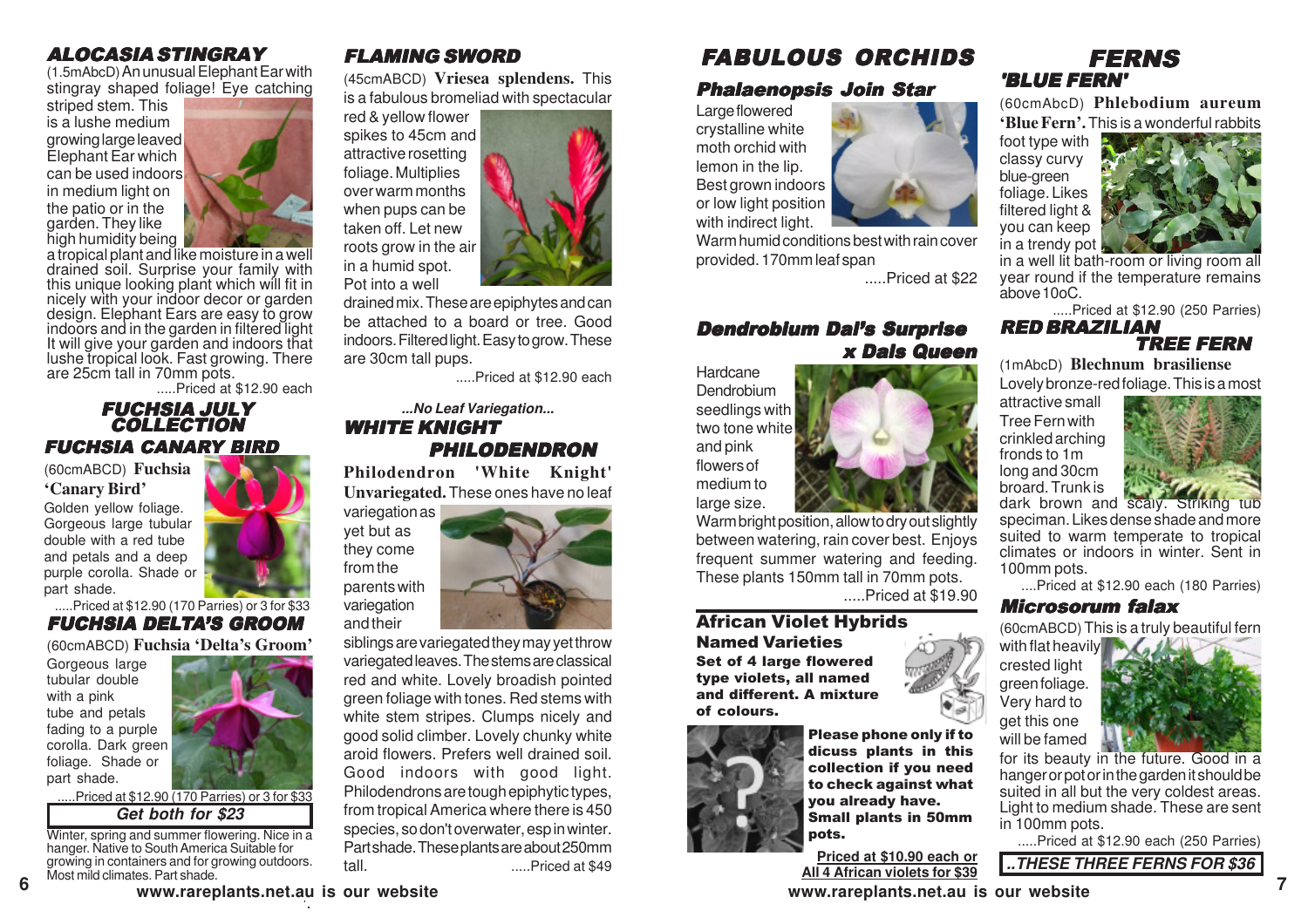## ALOCASIA STINGRAY

(1.5mAbcD) An unusual Elephant Ear with stingray shaped foliage! Eye catching striped stem. This is a lushe medium growing large leaved Elephant Ear which can be used indoors in medium light on the patio or in the garden. They like high humidity being a tropical plant and like moisture in a well drained soil. Surprise your family with this unique looking plant which will fit in nicely with your indoor decor or garden design. Elephant Ears are easy to grow indoors and in the garden in filtered light It will give your garden and indoors that lushe tropical look. Fast growing. There are 25cm tall in 70mm pots.

.....Priced at $12.90 each

## FUCHSIA JULY COLLECTION

### FUCHSIA CANARY BIRD

(60cmABCD) **Fuchsia 'Canary Bird'** Golden yellow foliage. Gorgeous large tubular double with a red tube and petals and a deep purple corolla. Shade or part shade.

.....Priced at $12.90 (170 Parries) or 3 for $33

### FUCHSIA DELTA'S GROOM

(60cmABCD) **Fuchsia 'Delta's Groom'** Gorgeous large tubular double with a pink tube and petals fading to a purple corolla. Dark green foliage. Shade or part shade.

.....Priced at $12.90 (170 Parries) or 3 for $33

**Get both for $23**

Winter, spring and summer flowering. Nice in a hanger. Native to South America Suitable for growing in containers and for growing outdoors. Most mild climates. Part shade.

## FLAMING SWORD

(45cmABCD) **Vriesea splendens.** This is a fabulous bromeliad with spectacular red & yellow flower spikes to 45cm and attractive rosetting foliage. Multiplies over warm months when pups can be taken off. Let new roots grow in the air in a humid spot. Pot into a well drained mix. These are epiphytes and can be attached to a board or tree. Good indoors. Filtered light. Easy to grow. These are 30cm tall pups.

.....Priced at $12.90 each

*...No Leaf Variegation...*

## WHITE KNIGHT PHILODENDRON

**Philodendron 'White Knight' Unvariegated.** These ones have no leaf variegation as yet but as they come from the parents with variegation and their siblings are variegated they may yet throw variegated leaves. The stems are classical red and white. Lovely broadish pointed green foliage with tones. Red stems with white stem stripes. Clumps nicely and good solid climber. Lovely chunky white aroid flowers. Prefers well drained soil. Good indoors with good light. Philodendrons are tough epiphytic types, from tropical America there is 450 species, so don't overwater, esp in winter. Part shade. These plants are about 250mm tall.

.....Priced at $49

## FABULOUS ORCHIDS

### Phalaenopsis Join Star

Large flowered crystalline white moth orchid with lemon in the lip. Best grown indoors or low light position with indirect light. Warm humid conditions best with rain cover provided. 170mm leaf span

.....Priced at $22

### Dendrobium Dal's Surprise x Dals Queen

Hardcane Dendrobium seedlings with two tone white and pink flowers of medium to large size. Warm bright position, allow to dry out slightly between watering, rain cover best. Enjoys frequent summer watering and feeding. These plants 150mm tall in 70mm pots.

.....Priced at $19.90

### African Violet Hybrids

**Named Varieties**

**Set of 4 large flowered type violets, all named and different. A mixture of colours.**

**Please phone only if to dicuss plants in this collection if you need to check against what you already have. Small plants in 50mm pots.**

**Priced at $10.90 each or All 4 African violets for $39**

## FERNS

### 'BLUE FERN'

(60cmAbcD) **Phlebodium aureum 'Blue Fern'.** This is a wonderful rabbits foot type with classy curvy blue-green foliage. Likes filtered light & you can keep in a trendy pot in a well lit bath-room or living room all year round if the temperature remains above 10oC.

.....Priced at $12.90 (250 Parries)

### RED BRAZILIAN TREE FERN

(1mAbcD) **Blechnum brasiliense** Lovely bronze-red foliage. This is a most attractive small Tree Fern with crinkled arching fronds to 1m long and 30cm broad. Trunk is dark brown and scaly. Striking tub speciman. Likes dense shade and more suited to warm temperate to tropical climates or indoors in winter. Sent in 100mm pots.

....Priced at $12.90 each (180 Parries)

### Microsorum falax

(60cmABCD) This is a truly beautiful fern with flat heavily crested light green foliage. Very hard to get this one will be famed for its beauty in the future. Good in a hanger or pot or in the garden it should be suited in all but the very coldest areas. Light to medium shade. These are sent in 100mm pots.

.....Priced at $12.90 each (250 Parries)

**..THESE THREE FERNS FOR $36**

www.rareplants.net.au is our website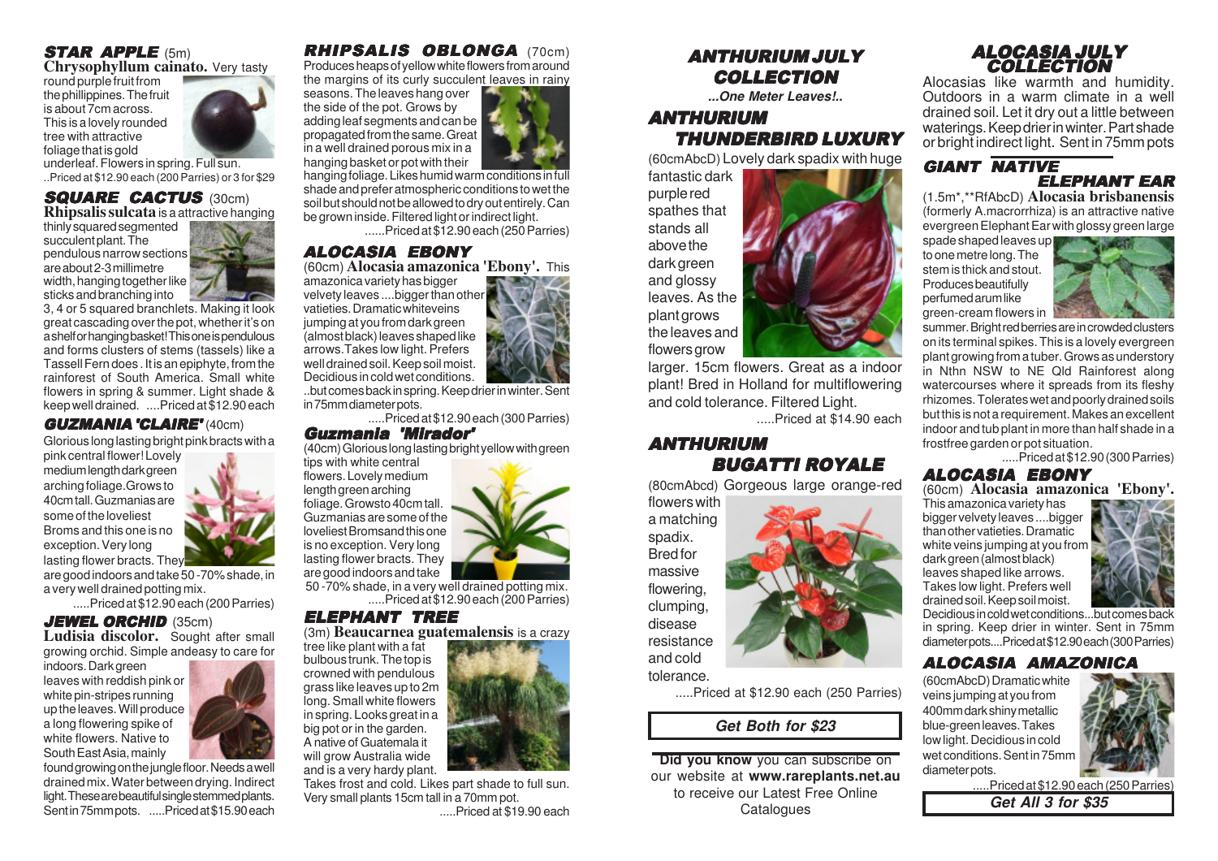## STAR APPLE (5m)

**Chrysophyllum cainato.** Very tasty round purple fruit from the phillippines. The fruit is about 7cm across. This is a lovely rounded tree with attractive foliage that is gold underleaf. Flowers in spring. Full sun.

..Priced at $12.90 each (200 Parries) or 3 for $29

## SQUARE CACTUS (30cm)

**Rhipsalis sulcata** is a attractive hanging thinly squared segmented succulent plant. The pendulous narrow sections are about 2-3 millimetre width, hanging together like sticks and branching into 3, 4 or 5 squared branchlets. Making it look great cascading over the pot, whether it's on a shelf or hanging basket! This one is pendulous and forms clusters of stems (tassels) like a Tassell Fern does . It is an epiphyte, from the rainforest of South America. Small white flowers in spring & summer. Light shade & keep well drained. ....Priced at $12.90 each

## GUZMANIA 'CLAIRE' (40cm)

Glorious long lasting bright pink bracts with a pink central flower! Lovely medium length dark green arching foliage. Grows to 40cm tall. Guzmanias are some of the loveliest Broms and this one is no exception. Very long lasting flower bracts. They are good indoors and take 50 -70% shade, in a very well drained potting mix.

.....Priced at $12.90 each (200 Parries)

## JEWEL ORCHID (35cm)

**Ludisia discolor.** Sought after small growing orchid. Simple andeasy to care for indoors. Dark green leaves with reddish pink or white pin-stripes running up the leaves. Will produce a long flowering spike of white flowers. Native to South East Asia, mainly found growing on the jungle floor. Needs a well drained mix. Water between drying. Indirect light. These are beautiful single stemmed plants. Sent in 75mm pots. .....Priced at $15.90 each

## RHIPSALIS OBLONGA (70cm)

Produces heaps of yellow white flowers from around the margins of its curly succulent leaves in rainy seasons. The leaves hang over the side of the pot. Grows by adding leaf segments and can be propagated from the same. Great in a well drained porous mix in a hanging basket or pot with their hanging foliage. Likes humid warm conditions in full shade and prefer atmospheric conditions to wet the soil but should not be allowed to dry out entirely. Can be grown inside. Filtered light or indirect light.

......Priced at $12.90 each (250 Parries)

## ALOCASIA EBONY

(60cm) **Alocasia amazonica 'Ebony'.** This amazonica variety has bigger velvety leaves ....bigger than other vatieties. Dramatic white veins jumping at you from dark green (almost black) leaves shaped like arrows.Takes low light. Prefers well drained soil. Keep soil moist. Decidious in cold wet conditions. ..but comes back in spring. Keep drier in winter. Sent in 75mm diameter pots.

.....Priced at $12.90 each (300 Parries)

## Guzmania 'Mirador'

(40cm) Glorious long lasting bright yellow with green tips with white central flowers. Lovely medium length green arching foliage. Grows to 40cm tall. Guzmanias are some of the loveliest Broms and this one is no exception. Very long lasting flower bracts. They are good indoors and take 50 -70% shade, in a very well drained potting mix.

.....Priced at $12.90 each (200 Parries)

## ELEPHANT TREE

(3m) **Beaucarnea guatemalensis** is a crazy tree like plant with a fat bulbous trunk. The top is crowned with pendulous grass like leaves up to 2m long. Small white flowers in spring. Looks great in a big pot or in the garden. A native of Guatemala it will grow Australia wide and is a very hardy plant. Takes frost and cold. Likes part shade to full sun. Very small plants 15cm tall in a 70mm pot.

.....Priced at $19.90 each

# ANTHURIUM JULY COLLECTION

***...One Meter Leaves!..***

## ANTHURIUM THUNDERBIRD LUXURY

(60cmAbcD) Lovely dark spadix with huge fantastic dark purple red spathes that stands all above the dark green and glossy leaves. As the plant grows the leaves and flowers grow larger. 15cm flowers. Great as a indoor plant! Bred in Holland for multiflowering and cold tolerance. Filtered Light.

.....Priced at $14.90 each

## ANTHURIUM BUGATTI ROYALE

(80cmAbcd) Gorgeous large orange-red flowers with a matching spadix. Bred for massive flowering, clumping, disease resistance and cold tolerance.

.....Priced at $12.90 each (250 Parries)

***Get Both for $23***

**Did you know** you can subscribe on our website at **www.rareplants.net.au** to receive our Latest Free Online Catalogues

# ALOCASIA JULY COLLECTION

Alocasias like warmth and humidity. Outdoors in a warm climate in a well drained soil. Let it dry out a little between waterings. Keep drier in winter. Part shade or bright indirect light. Sent in 75mm pots

## GIANT NATIVE ELEPHANT EAR

(1.5m*,**RfAbcD) **Alocasia brisbanensis** (formerly A.macrorrhiza) is an attractive native evergreen Elephant Ear with glossy green large spade shaped leaves up to one metre long. The stem is thick and stout. Produces beautifully perfumed arum like green-cream flowers in summer. Bright red berries are in crowded clusters on its terminal spikes. This is a lovely evergreen plant growing from a tuber. Grows as understory in Nthn NSW to NE Qld Rainforest along watercourses where it spreads from its fleshy rhizomes. Tolerates wet and poorly drained soils but this is not a requirement. Makes an excellent indoor and tub plant in more than half shade in a frostfree garden or pot situation.

.....Priced at $12.90 (300 Parries)

## ALOCASIA EBONY

(60cm) **Alocasia amazonica 'Ebony'.** This amazonica variety has bigger velvety leaves ....bigger than other vatieties. Dramatic white veins jumping at you from dark green (almost black) leaves shaped like arrows. Takes low light. Prefers well drained soil. Keep soil moist. Decidious in cold wet conditions...but comes back in spring. Keep drier in winter. Sent in 75mm diameter pots....Priced at $12.90 each (300 Parries)

## ALOCASIA AMAZONICA

(60cmAbcD) Dramatic white veins jumping at you from 400mm dark shiny metallic blue-green leaves. Takes low light. Decidious in cold wet conditions. Sent in 75mm diameter pots.

.....Priced at $12.90 each (250 Parries)

***Get All 3 for $35***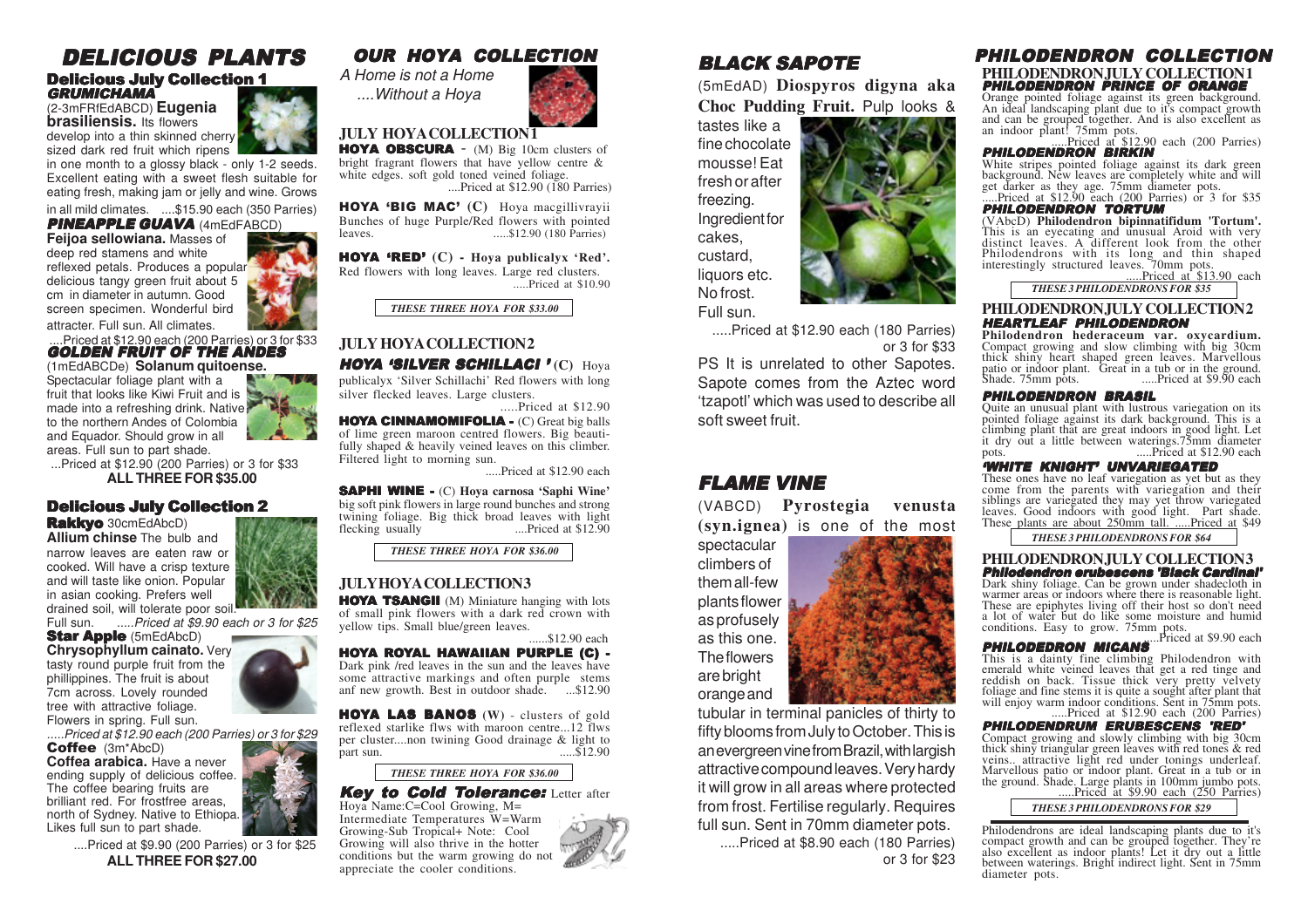# DELICIOUS PLANTS

## Delicious July Collection 1

### GRUMICHAMA

(2-3mFRfEdABCD) **Eugenia brasiliensis.** Its flowers develop into a thin skinned cherry sized dark red fruit which ripens in one month to a glossy black - only 1-2 seeds. Excellent eating with a sweet flesh suitable for eating fresh, making jam or jelly and wine. Grows in all mild climates. ....$15.90 each (350 Parries)

### PINEAPPLE GUAVA (4mEdFABCD)

**Feijoa sellowiana.** Masses of deep red stamens and white reflexed petals. Produces a popular delicious tangy green fruit about 5 cm in diameter in autumn. Good screen specimen. Wonderful bird attracter. Full sun. All climates.

....Priced at $12.90 each (200 Parries) or 3 for $33

### GOLDEN FRUIT OF THE ANDES

(1mEdABCDe) **Solanum quitoense.** Spectacular foliage plant with a fruit that looks like Kiwi Fruit and is made into a refreshing drink. Native to the northern Andes of Colombia and Equador. Should grow in all areas. Full sun to part shade.

...Priced at $12.90 (200 Parries) or 3 for $33

**ALL THREE FOR $35.00**

## Delicious July Collection 2

**Rakkyo** 30cmEdAbcD)

**Allium chinse** The bulb and narrow leaves are eaten raw or cooked. Will have a crisp texture and will taste like onion. Popular in asian cooking. Prefers well drained soil, will tolerate poor soil. Full sun. *.....Priced at $9.90 each or 3 for $25*

**Star Apple** (5mEdAbcD)

**Chrysophyllum cainato.** Very tasty round purple fruit from the phillippines. The fruit is about 7cm across. Lovely rounded tree with attractive foliage. Flowers in spring. Full sun.

*.....Priced at $12.90 each (200 Parries) or 3 for $29*

**Coffee** (3m*AbcD)

**Coffea arabica.** Have a never ending supply of delicious coffee. The coffee bearing fruits are brilliant red. For frostfree areas, north of Sydney. Native to Ethiopa. Likes full sun to part shade.

....Priced at $9.90 (200 Parries) or 3 for $25

**ALL THREE FOR $27.00**

# OUR HOYA COLLECTION

*A Home is not a Home ....Without a Hoya*

## JULY HOYA COLLECTION1

**HOYA OBSCURA** - (M) Big 10cm clusters of bright fragrant flowers that have yellow centre & white edges. soft gold toned veined foliage. ....Priced at $12.90 (180 Parries)

**HOYA 'BIG MAC' (C)** Hoya macgillivrayii Bunches of huge Purple/Red flowers with pointed leaves. .....$12.90 (180 Parries)

**HOYA 'RED' (C) - Hoya publicalyx 'Red'.** Red flowers with long leaves. Large red clusters. .....Priced at $10.90

***THESE THREE HOYA FOR $33.00***

## JULY HOYA COLLECTION2

***HOYA 'SILVER SCHILLACI '*** **(C)** Hoya publicalyx 'Silver Schillachi' Red flowers with long silver flecked leaves. Large clusters. .....Priced at $12.90

**HOYA CINNAMOMIFOLIA -** (C) Great big balls of lime green maroon centred flowers. Big beautifully shaped & heavily veined leaves on this climber. Filtered light to morning sun. .....Priced at $12.90 each

**SAPHI WINE -** (C) **Hoya carnosa 'Saphi Wine'** big soft pink flowers in large round bunches and strong twining foliage. Big thick broad leaves with light flecking usually ....Priced at $12.90

***THESE THREE HOYA FOR $36.00***

## JULY HOYA COLLECTION3

**HOYA TSANGII** (M) Miniature hanging with lots of small pink flowers with a dark red crown with yellow tips. Small blue/green leaves. ......$12.90 each

**HOYA ROYAL HAWAIIAN PURPLE (C) -** Dark pink /red leaves in the sun and the leaves have some attractive markings and often purple stems anf new growth. Best in outdoor shade. ...$12.90

**HOYA LAS BANOS (W)** - clusters of gold reflexed starlike flws with maroon centre...12 flws per cluster....non twining Good drainage & light to part sun. .....$12.90

***THESE THREE HOYA FOR $36.00***

***Key to Cold Tolerance:*** Letter after Hoya Name:C=Cool Growing, M= Intermediate Temperatures W=Warm Growing-Sub Tropical+ Note: Cool Growing will also thrive in the hotter conditions but the warm growing do not appreciate the cooler conditions.

# BLACK SAPOTE

(5mEdAD) **Diospyros digyna aka Choc Pudding Fruit.** Pulp looks & tastes like a fine chocolate mousse! Eat fresh or after freezing. Ingredient for cakes, custard, liquors etc. No frost. Full sun.

.....Priced at $12.90 each (180 Parries) or 3 for $33

PS It is unrelated to other Sapotes. Sapote comes from the Aztec word 'tzapotl' which was used to describe all soft sweet fruit.

# FLAME VINE

(VABCD) **Pyrostegia venusta (syn.ignea)** is one of the most spectacular climbers of them all-few plants flower as profusely as this one. The flowers are bright orange and tubular in terminal panicles of thirty to fifty blooms from July to October. This is an evergreen vine from Brazil, with largish attractive compound leaves. Very hardy it will grow in all areas where protected from frost. Fertilise regularly. Requires full sun. Sent in 70mm diameter pots.

.....Priced at $8.90 each (180 Parries) or 3 for $23

# PHILODENDRON COLLECTION

## PHILODENDRON JULY COLLECTION1

### PHILODENDRON PRINCE OF ORANGE

Orange pointed foliage against its green background. An ideal landscaping plant due to it's compact growth and can be grouped together. And is also excellent as an indoor plant! 75mm pots. .....Priced at $12.90 each (200 Parries)

### PHILODENDRON BIRKIN

White stripes pointed foliage against its dark green background. New leaves are completely white and will get darker as they age. 75mm diameter pots. .....Priced at $12.90 each (200 Parries) or 3 for $35

### PHILODENDRON TORTUM

(VAbcD) **Philodendron bipinnatifidum 'Tortum'.** This is an eyecating and unusual Aroid with very distinct leaves. A different look from the other Philodendrons with its long and thin shaped interestingly structured leaves. 70mm pots. .....Priced at $13.90 each

***THESE 3 PHILODENDRONS FOR $35***

## PHILODENDRON JULY COLLECTION2

### HEARTLEAF PHILODENDRON

**Philodendron hederaceum var. oxycardium.** Compact growing and slow climbing with big 30cm thick shiny heart shaped green leaves. Marvellous patio or indoor plant. Great in a tub or in the ground. Shade. 75mm pots. .....Priced at $9.90 each

### PHILODENDRON BRASIL

Quite an unusual plant with lustrous variegation on its pointed foliage against its dark background. This is a climbing plant that are great indoors in good light. Let it dry out a little between waterings.75mm diameter pots. .....Priced at $12.90 each

### 'WHITE KNIGHT' UNVARIEGATED

These ones have no leaf variegation as yet but as they come from the parents with variegation and their siblings are variegated they may yet throw variegated leaves. Good indoors with good light. Part shade. These plants are about 250mm tall. .....Priced at $49

***THESE 3 PHILODENDRONS FOR $64***

## PHILODENDRON JULY COLLECTION3

### Philodendron erubescens 'Black Cardinal'

Dark shiny foliage. Can be grown under shadecloth in warmer areas or indoors where there is reasonable light. These are epiphytes living off their host so don't need a lot of water but do like some moisture and humid conditions. Easy to grow. 75mm pots. ....Priced at $9.90 each

### PHILODEDRON MICANS

This is a dainty fine climbing Philodendron with emerald white veined leaves that get a red tinge and reddish on back. Tissue thick very pretty velvety foliage and fine stems it is quite a sought after plant that will enjoy warm indoor conditions. Sent in 75mm pots. .....Priced at $12.90 each (200 Parries)

### PHILODENDRUM ERUBESCENS 'RED'

Compact growing and slowly climbing with big 30cm thick shiny triangular green leaves with red tones & red veins.. attractive light red under tonings underleaf. Marvellous patio or indoor plant. Great in a tub or in the ground. Shade. Large plants in 100mm jumbo pots. .....Priced at $9.90 each (250 Parries)

***THESE 3 PHILODENDRONS FOR $29***

Philodendrons are ideal landscaping plants due to it's compact growth and can be grouped together. They're also excellent as indoor plants! Let it dry out a little between waterings. Bright indirect light. Sent in 75mm diameter pots.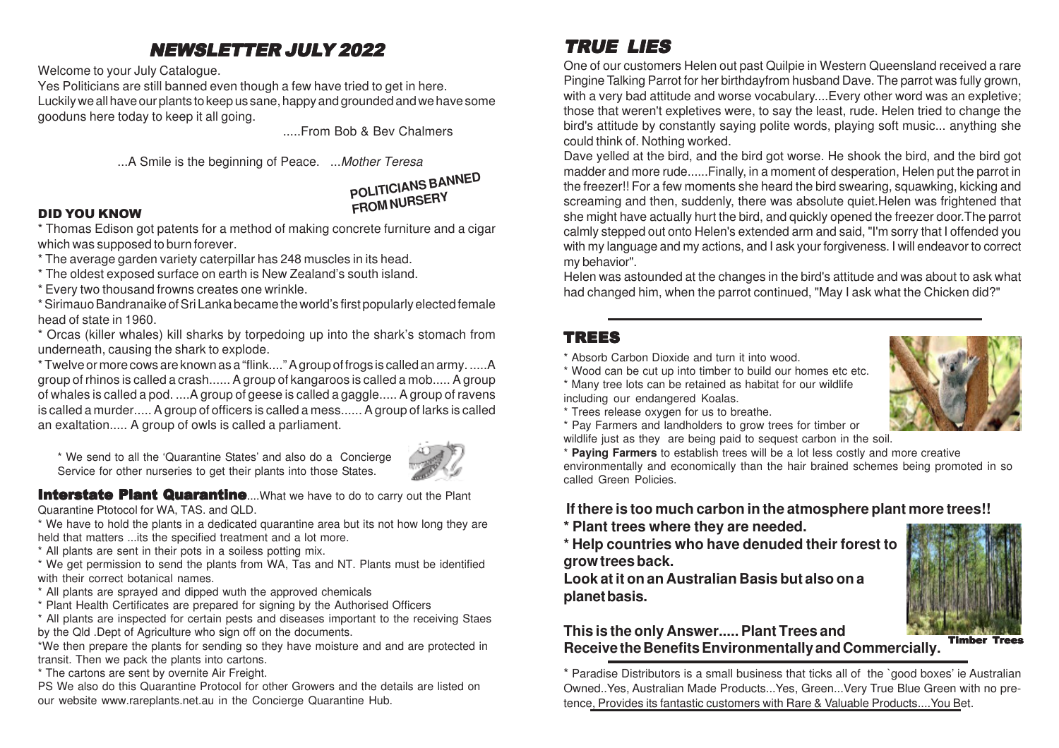# NEWSLETTER JULY 2022

Welcome to your July Catalogue.

Yes Politicians are still banned even though a few have tried to get in here.
Luckily we all have our plants to keep us sane, happy and grounded and we have some gooduns here today to keep it all going.

.....From Bob & Bev Chalmers

...A Smile is the beginning of Peace. ...*Mother Teresa*

POLITICIANS BANNED FROM NURSERY

### DID YOU KNOW

* Thomas Edison got patents for a method of making concrete furniture and a cigar which was supposed to burn forever.
* The average garden variety caterpillar has 248 muscles in its head.
* The oldest exposed surface on earth is New Zealand's south island.
* Every two thousand frowns creates one wrinkle.
* Sirimauo Bandranaike of Sri Lanka became the world's first popularly elected female head of state in 1960.
* Orcas (killer whales) kill sharks by torpedoing up into the shark's stomach from underneath, causing the shark to explode.
* Twelve or more cows are known as a "flink...." A group of frogs is called an army. .....A group of rhinos is called a crash...... A group of kangaroos is called a mob..... A group of whales is called a pod. ....A group of geese is called a gaggle..... A group of ravens is called a murder..... A group of officers is called a mess...... A group of larks is called an exaltation..... A group of owls is called a parliament.

* We send to all the 'Quarantine States' and also do a Concierge Service for other nurseries to get their plants into those States.

**Interstate Plant Quarantine**....What we have to do to carry out the Plant Quarantine Ptotocol for WA, TAS. and QLD.

* We have to hold the plants in a dedicated quarantine area but its not how long they are held that matters ...its the specified treatment and a lot more.
* All plants are sent in their pots in a soiless potting mix.
* We get permission to send the plants from WA, Tas and NT. Plants must be identified with their correct botanical names.
* All plants are sprayed and dipped wuth the approved chemicals
* Plant Health Certificates are prepared for signing by the Authorised Officers
* All plants are inspected for certain pests and diseases important to the receiving Staes by the Qld .Dept of Agriculture who sign off on the documents.
*We then prepare the plants for sending so they have moisture and and are protected in transit. Then we pack the plants into cartons.
* The cartons are sent by overnite Air Freight.

PS We also do this Quarantine Protocol for other Growers and the details are listed on our website www.rareplants.net.au in the Concierge Quarantine Hub.

# TRUE LIES

One of our customers Helen out past Quilpie in Western Queensland received a rare Pingine Talking Parrot for her birthdayfrom husband Dave. The parrot was fully grown, with a very bad attitude and worse vocabulary....Every other word was an expletive; those that weren't expletives were, to say the least, rude. Helen tried to change the bird's attitude by constantly saying polite words, playing soft music... anything she could think of. Nothing worked.

Dave yelled at the bird, and the bird got worse. He shook the bird, and the bird got madder and more rude......Finally, in a moment of desperation, Helen put the parrot in the freezer!! For a few moments she heard the bird swearing, squawking, kicking and screaming and then, suddenly, there was absolute quiet.Helen was frightened that she might have actually hurt the bird, and quickly opened the freezer door.The parrot calmly stepped out onto Helen's extended arm and said, "I'm sorry that I offended you with my language and my actions, and I ask your forgiveness. I will endeavor to correct my behavior".

Helen was astounded at the changes in the bird's attitude and was about to ask what had changed him, when the parrot continued, "May I ask what the Chicken did?"

# TREES

* Absorb Carbon Dioxide and turn it into wood.
* Wood can be cut up into timber to build our homes etc etc.
* Many tree lots can be retained as habitat for our wildlife including our endangered Koalas.
* Trees release oxygen for us to breathe.
* Pay Farmers and landholders to grow trees for timber or wildlife just as they are being paid to sequest carbon in the soil.
* **Paying Farmers** to establish trees will be a lot less costly and more creative environmentally and economically than the hair brained schemes being promoted in so called Green Policies.

**If there is too much carbon in the atmosphere plant more trees!!**

**\* Plant trees where they are needed.**

**\* Help countries who have denuded their forest to grow trees back.**

**Look at it on an Australian Basis but also on a planet basis.**

**This is the only Answer..... Plant Trees and Receive the Benefits Environmentally and Commercially.**

Timber Trees

* Paradise Distributors is a small business that ticks all of the `good boxes' ie Australian Owned..Yes, Australian Made Products...Yes, Green...Very True Blue Green with no pretence, Provides its fantastic customers with Rare & Valuable Products....You Bet.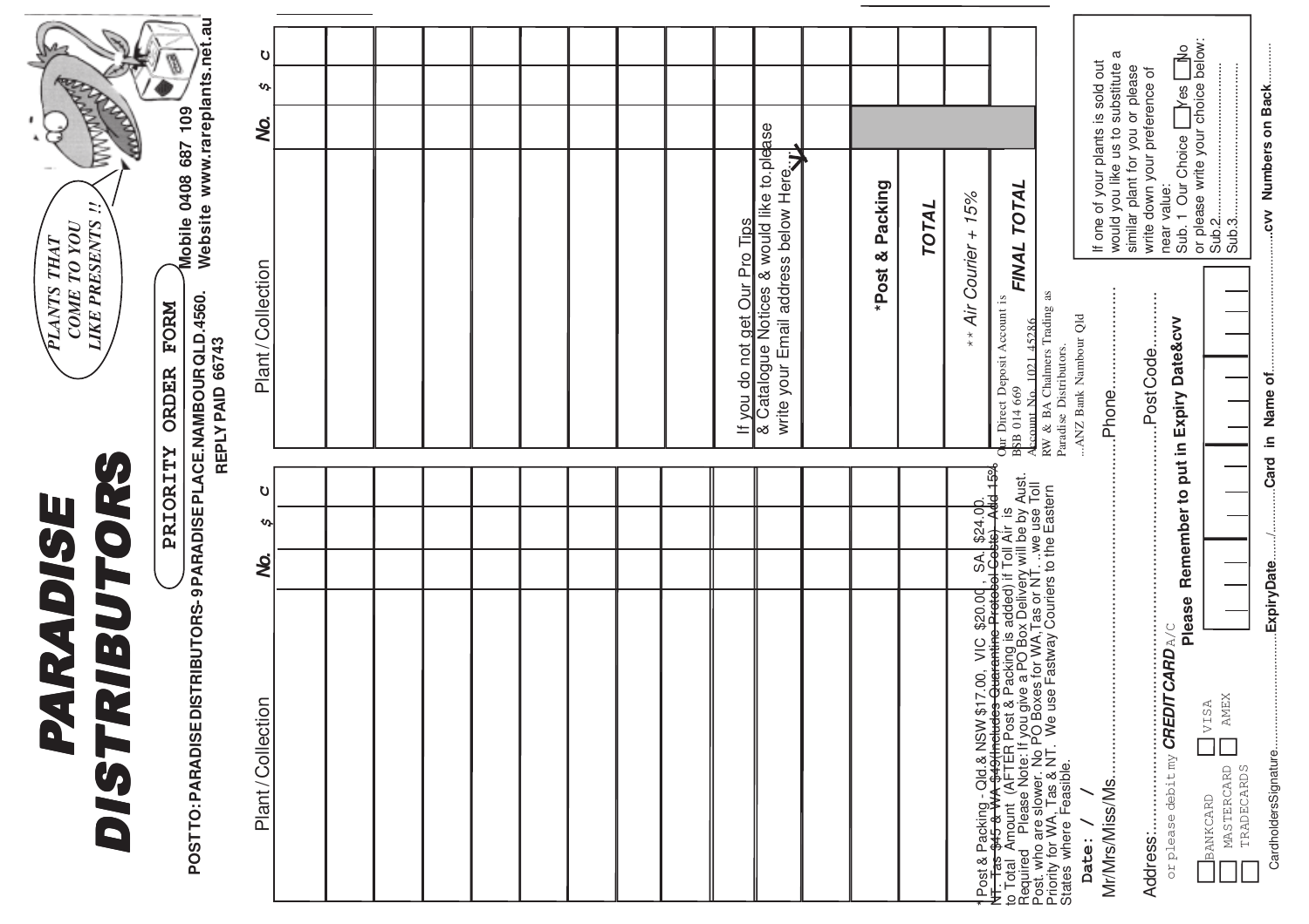# PARADISE DISTRIBUTORS

PLANTS THAT COME TO YOU LIKE PRESENTS !!

PRIORITY ORDER FORM

POST TO: PARADISE DISTRIBUTORS- 9 PARADISE PLACE. NAMBOUR QLD. 4560. REPLY PAID 66743

Mobile 0408 687 109
Website www.rareplants.net.au

| Plant/Collection | No. | $ | c |
|---|---|---|---|
| | | | |
| | | | |
| | | | |
| | | | |
| | | | |
| | | | |
| | | | |
| | | | |
| | | | |
| | | | |
| | | | |
| | | | |
| | | | |
| | | | |
| | | | |
| | | | |

| Plant/Collection | No. | $ | c |
|---|---|---|---|
| | | | |
| | | | |
| | | | |
| | | | |
| | | | |
| | | | |
| | | | |
| | | | |
| | | | |
| If you do not get Our Pro Tips & Catalogue Notices & would like to please write your Email address below Here: | | | |
| | | | |
| *Post & Packing | | | |
| TOTAL | | | |
| ** Air Courier + 15% | | | |
| FINAL TOTAL | | | |

\* Post & Packing - Qld.& NSW $17.00, VIC $20.00, SA. $24.00, NT. Tas $45 & WA $49(includes Quarantine Protocol Costs). Add 15% to Total Amount (AFTER Post & Packing is added) if Toll Air is Required. Please Note: If you give a PO Box Delivery will be by Aust. Post. who are slower. No PO Boxes for WA, Tas or NT. ...we use Toll Priority for WA, Tas & NT. We use Fastway Couriers to the Eastern States where Feasible.

Our Direct Deposit Account is
BSB 014 669
Account No. 1021 45286
RW & BA Chalmers Trading as Paradise Distributors.
...ANZ Bank Nambour Qld

Date: / /

Mr/Mrs/Miss/Ms.............................................. Phone..............................

Address:.............................................................. Post Code.....................

or please debit my **CREDIT CARD** A/C

☐ BANKCARD ☐ VISA
☐ MASTERCARD ☐ AMEX
TRADECARDS

**Please Remember to put in Expiry Date&cvv**

If one of your plants is sold out would you like us to substitute a similar plant for you or please write down your preference of near value:
Sub. 1 Our Choice ☐ Yes ☐ No
or please write your choice below:
Sub.2..............................
Sub.3..............................

ExpiryDate...... /............. cvv Numbers on Back..........

CardholdersSignature.............................. Card in Name of...............................